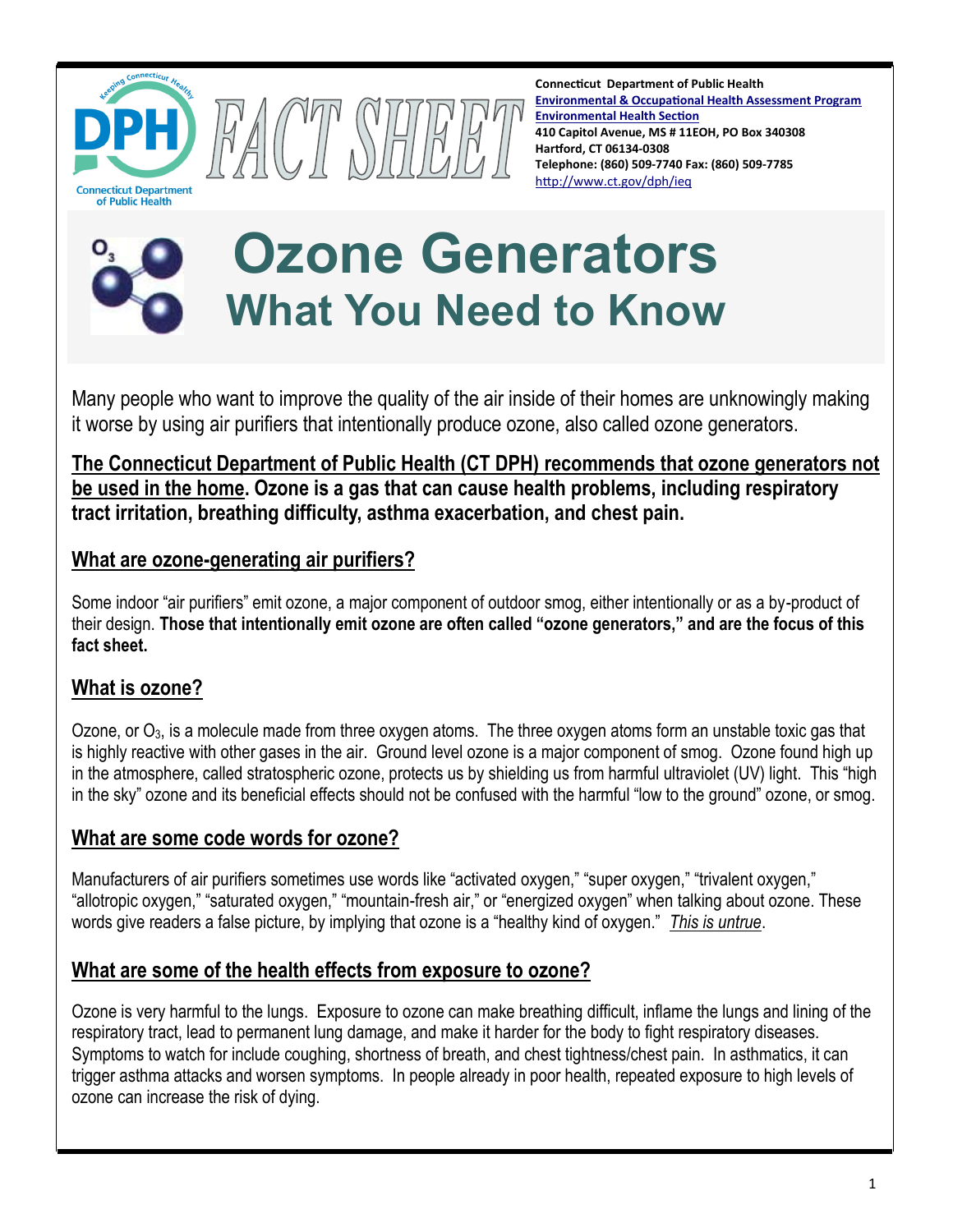**Connecticut Department of Public Health**
**Environmental & Occupational Health Assessment Program**
**Environmental Health Section**
**410 Capitol Avenue, MS # 11EOH, PO Box 340308**
**Hartford, CT 06134-0308**
**Telephone: (860) 509-7740 Fax: (860) 509-7785**
http://www.ct.gov/dph/ieq

FACT SHEET

# Ozone Generators
## What You Need to Know

Many people who want to improve the quality of the air inside of their homes are unknowingly making it worse by using air purifiers that intentionally produce ozone, also called ozone generators.

**The Connecticut Department of Public Health (CT DPH) recommends that ozone generators not be used in the home. Ozone is a gas that can cause health problems, including respiratory tract irritation, breathing difficulty, asthma exacerbation, and chest pain.**

### What are ozone-generating air purifiers?

Some indoor "air purifiers" emit ozone, a major component of outdoor smog, either intentionally or as a by-product of their design. **Those that intentionally emit ozone are often called "ozone generators," and are the focus of this fact sheet.**

### What is ozone?

Ozone, or $O_3$, is a molecule made from three oxygen atoms. The three oxygen atoms form an unstable toxic gas that is highly reactive with other gases in the air. Ground level ozone is a major component of smog. Ozone found high up in the atmosphere, called stratospheric ozone, protects us by shielding us from harmful ultraviolet (UV) light. This "high in the sky" ozone and its beneficial effects should not be confused with the harmful "low to the ground" ozone, or smog.

### What are some code words for ozone?

Manufacturers of air purifiers sometimes use words like "activated oxygen," "super oxygen," "trivalent oxygen," "allotropic oxygen," "saturated oxygen," "mountain-fresh air," or "energized oxygen" when talking about ozone. These words give readers a false picture, by implying that ozone is a "healthy kind of oxygen." *This is untrue*.

### What are some of the health effects from exposure to ozone?

Ozone is very harmful to the lungs. Exposure to ozone can make breathing difficult, inflame the lungs and lining of the respiratory tract, lead to permanent lung damage, and make it harder for the body to fight respiratory diseases. Symptoms to watch for include coughing, shortness of breath, and chest tightness/chest pain. In asthmatics, it can trigger asthma attacks and worsen symptoms. In people already in poor health, repeated exposure to high levels of ozone can increase the risk of dying.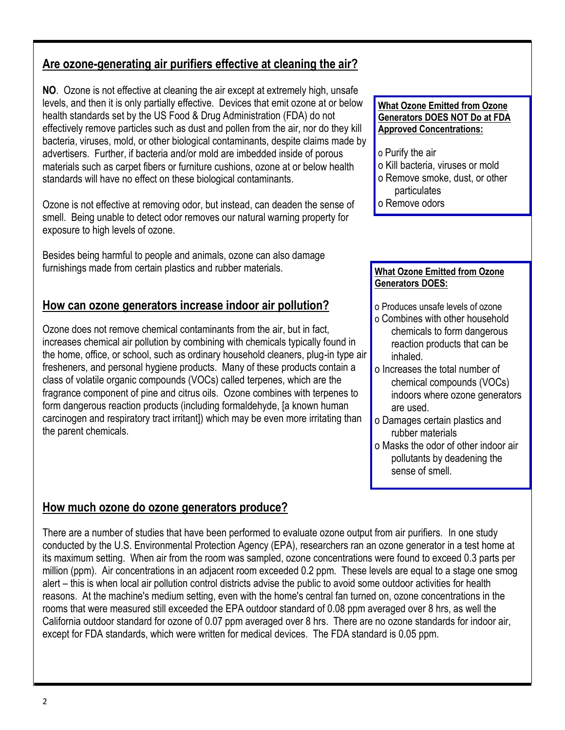## Are ozone-generating air purifiers effective at cleaning the air?

**NO**. Ozone is not effective at cleaning the air except at extremely high, unsafe levels, and then it is only partially effective. Devices that emit ozone at or below health standards set by the US Food & Drug Administration (FDA) do not effectively remove particles such as dust and pollen from the air, nor do they kill bacteria, viruses, mold, or other biological contaminants, despite claims made by advertisers. Further, if bacteria and/or mold are imbedded inside of porous materials such as carpet fibers or furniture cushions, ozone at or below health standards will have no effect on these biological contaminants.

Ozone is not effective at removing odor, but instead, can deaden the sense of smell. Being unable to detect odor removes our natural warning property for exposure to high levels of ozone.

Besides being harmful to people and animals, ozone can also damage furnishings made from certain plastics and rubber materials.

**What Ozone Emitted from Ozone Generators DOES NOT Do at FDA Approved Concentrations:**

- Purify the air
- Kill bacteria, viruses or mold
- Remove smoke, dust, or other particulates
- Remove odors

## How can ozone generators increase indoor air pollution?

Ozone does not remove chemical contaminants from the air, but in fact, increases chemical air pollution by combining with chemicals typically found in the home, office, or school, such as ordinary household cleaners, plug-in type air fresheners, and personal hygiene products. Many of these products contain a class of volatile organic compounds (VOCs) called terpenes, which are the fragrance component of pine and citrus oils. Ozone combines with terpenes to form dangerous reaction products (including formaldehyde, [a known human carcinogen and respiratory tract irritant]) which may be even more irritating than the parent chemicals.

**What Ozone Emitted from Ozone Generators DOES:**

- Produces unsafe levels of ozone
- Combines with other household chemicals to form dangerous reaction products that can be inhaled.
- Increases the total number of chemical compounds (VOCs) indoors where ozone generators are used.
- Damages certain plastics and rubber materials
- Masks the odor of other indoor air pollutants by deadening the sense of smell.

## How much ozone do ozone generators produce?

There are a number of studies that have been performed to evaluate ozone output from air purifiers. In one study conducted by the U.S. Environmental Protection Agency (EPA), researchers ran an ozone generator in a test home at its maximum setting. When air from the room was sampled, ozone concentrations were found to exceed 0.3 parts per million (ppm). Air concentrations in an adjacent room exceeded 0.2 ppm. These levels are equal to a stage one smog alert – this is when local air pollution control districts advise the public to avoid some outdoor activities for health reasons. At the machine's medium setting, even with the home's central fan turned on, ozone concentrations in the rooms that were measured still exceeded the EPA outdoor standard of 0.08 ppm averaged over 8 hrs, as well the California outdoor standard for ozone of 0.07 ppm averaged over 8 hrs. There are no ozone standards for indoor air, except for FDA standards, which were written for medical devices. The FDA standard is 0.05 ppm.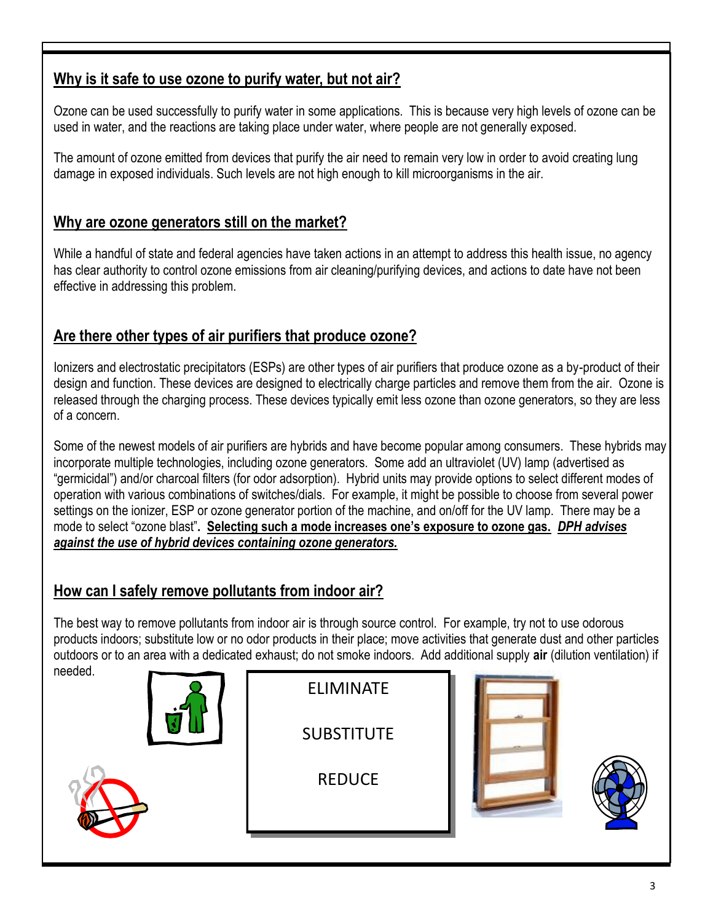## Why is it safe to use ozone to purify water, but not air?

Ozone can be used successfully to purify water in some applications. This is because very high levels of ozone can be used in water, and the reactions are taking place under water, where people are not generally exposed.

The amount of ozone emitted from devices that purify the air need to remain very low in order to avoid creating lung damage in exposed individuals. Such levels are not high enough to kill microorganisms in the air.

## Why are ozone generators still on the market?

While a handful of state and federal agencies have taken actions in an attempt to address this health issue, no agency has clear authority to control ozone emissions from air cleaning/purifying devices, and actions to date have not been effective in addressing this problem.

## Are there other types of air purifiers that produce ozone?

Ionizers and electrostatic precipitators (ESPs) are other types of air purifiers that produce ozone as a by-product of their design and function. These devices are designed to electrically charge particles and remove them from the air. Ozone is released through the charging process. These devices typically emit less ozone than ozone generators, so they are less of a concern.

Some of the newest models of air purifiers are hybrids and have become popular among consumers. These hybrids may incorporate multiple technologies, including ozone generators. Some add an ultraviolet (UV) lamp (advertised as "germicidal") and/or charcoal filters (for odor adsorption). Hybrid units may provide options to select different modes of operation with various combinations of switches/dials. For example, it might be possible to choose from several power settings on the ionizer, ESP or ozone generator portion of the machine, and on/off for the UV lamp. There may be a mode to select "ozone blast". **Selecting such a mode increases one's exposure to ozone gas.** ***DPH advises against the use of hybrid devices containing ozone generators.***

## How can I safely remove pollutants from indoor air?

The best way to remove pollutants from indoor air is through source control. For example, try not to use odorous products indoors; substitute low or no odor products in their place; move activities that generate dust and other particles outdoors or to an area with a dedicated exhaust; do not smoke indoors. Add additional supply **air** (dilution ventilation) if needed.

ELIMINATE

SUBSTITUTE

REDUCE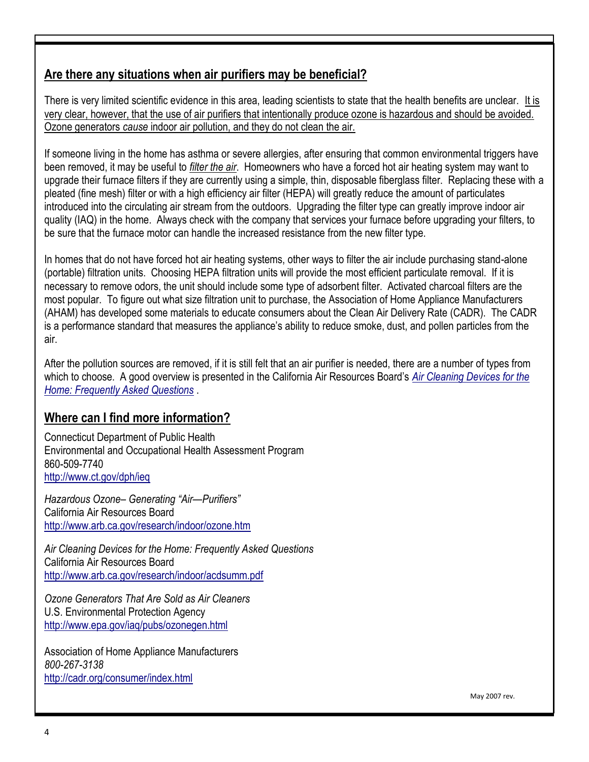## Are there any situations when air purifiers may be beneficial?

There is very limited scientific evidence in this area, leading scientists to state that the health benefits are unclear. It is very clear, however, that the use of air purifiers that intentionally produce ozone is hazardous and should be avoided. Ozone generators *cause* indoor air pollution, and they do not clean the air.

If someone living in the home has asthma or severe allergies, after ensuring that common environmental triggers have been removed, it may be useful to *filter the air*. Homeowners who have a forced hot air heating system may want to upgrade their furnace filters if they are currently using a simple, thin, disposable fiberglass filter. Replacing these with a pleated (fine mesh) filter or with a high efficiency air filter (HEPA) will greatly reduce the amount of particulates introduced into the circulating air stream from the outdoors. Upgrading the filter type can greatly improve indoor air quality (IAQ) in the home. Always check with the company that services your furnace before upgrading your filters, to be sure that the furnace motor can handle the increased resistance from the new filter type.

In homes that do not have forced hot air heating systems, other ways to filter the air include purchasing stand-alone (portable) filtration units. Choosing HEPA filtration units will provide the most efficient particulate removal. If it is necessary to remove odors, the unit should include some type of adsorbent filter. Activated charcoal filters are the most popular. To figure out what size filtration unit to purchase, the Association of Home Appliance Manufacturers (AHAM) has developed some materials to educate consumers about the Clean Air Delivery Rate (CADR). The CADR is a performance standard that measures the appliance's ability to reduce smoke, dust, and pollen particles from the air.

After the pollution sources are removed, if it is still felt that an air purifier is needed, there are a number of types from which to choose. A good overview is presented in the California Air Resources Board's *Air Cleaning Devices for the Home: Frequently Asked Questions* .

## Where can I find more information?

Connecticut Department of Public Health
Environmental and Occupational Health Assessment Program
860-509-7740
http://www.ct.gov/dph/ieq

*Hazardous Ozone– Generating "Air—Purifiers"*
California Air Resources Board
http://www.arb.ca.gov/research/indoor/ozone.htm

*Air Cleaning Devices for the Home: Frequently Asked Questions*
California Air Resources Board
http://www.arb.ca.gov/research/indoor/acdsumm.pdf

*Ozone Generators That Are Sold as Air Cleaners*
U.S. Environmental Protection Agency
http://www.epa.gov/iaq/pubs/ozonegen.html

Association of Home Appliance Manufacturers
*800-267-3138*
http://cadr.org/consumer/index.html

May 2007 rev.